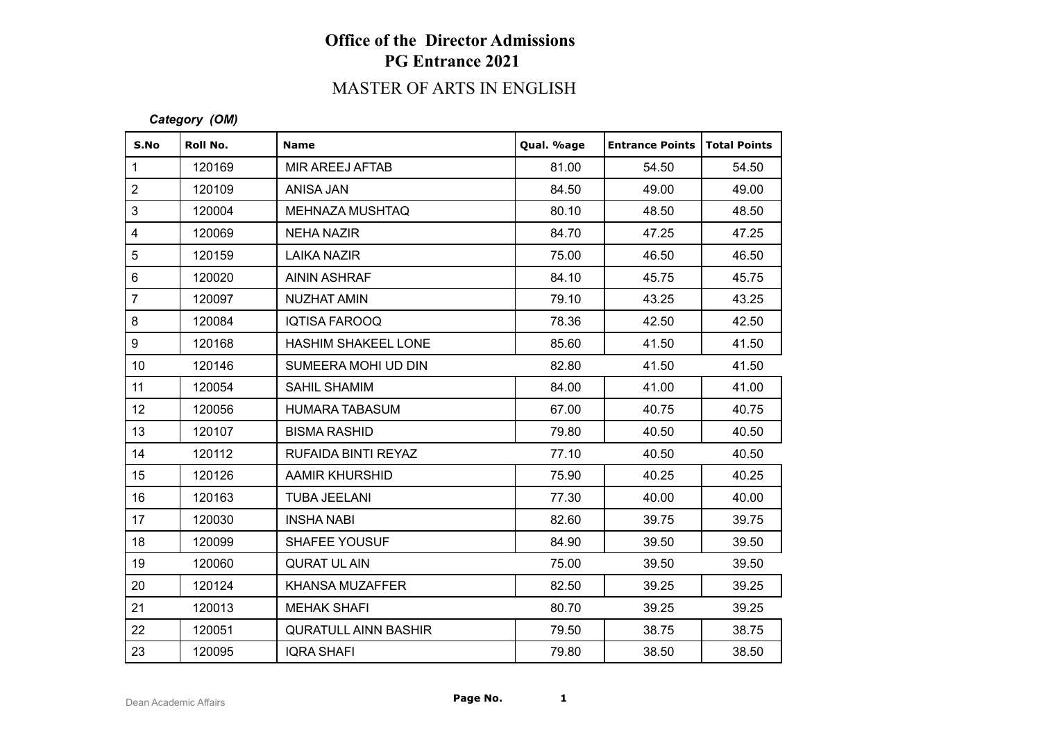# Office of the Director Admissions
## PG Entrance 2021
### MASTER OF ARTS IN ENGLISH

***Category (OM)***

| S.No | Roll No. | Name | Qual. %age | Entrance Points | Total Points |
|---|---|---|---|---|---|
| 1 | 120169 | MIR AREEJ AFTAB | 81.00 | 54.50 | 54.50 |
| 2 | 120109 | ANISA JAN | 84.50 | 49.00 | 49.00 |
| 3 | 120004 | MEHNAZA MUSHTAQ | 80.10 | 48.50 | 48.50 |
| 4 | 120069 | NEHA NAZIR | 84.70 | 47.25 | 47.25 |
| 5 | 120159 | LAIKA NAZIR | 75.00 | 46.50 | 46.50 |
| 6 | 120020 | AININ ASHRAF | 84.10 | 45.75 | 45.75 |
| 7 | 120097 | NUZHAT AMIN | 79.10 | 43.25 | 43.25 |
| 8 | 120084 | IQTISA FAROOQ | 78.36 | 42.50 | 42.50 |
| 9 | 120168 | HASHIM SHAKEEL LONE | 85.60 | 41.50 | 41.50 |
| 10 | 120146 | SUMEERA MOHI UD DIN | 82.80 | 41.50 | 41.50 |
| 11 | 120054 | SAHIL SHAMIM | 84.00 | 41.00 | 41.00 |
| 12 | 120056 | HUMARA TABASUM | 67.00 | 40.75 | 40.75 |
| 13 | 120107 | BISMA RASHID | 79.80 | 40.50 | 40.50 |
| 14 | 120112 | RUFAIDA BINTI REYAZ | 77.10 | 40.50 | 40.50 |
| 15 | 120126 | AAMIR KHURSHID | 75.90 | 40.25 | 40.25 |
| 16 | 120163 | TUBA JEELANI | 77.30 | 40.00 | 40.00 |
| 17 | 120030 | INSHA NABI | 82.60 | 39.75 | 39.75 |
| 18 | 120099 | SHAFEE YOUSUF | 84.90 | 39.50 | 39.50 |
| 19 | 120060 | QURAT UL AIN | 75.00 | 39.50 | 39.50 |
| 20 | 120124 | KHANSA MUZAFFER | 82.50 | 39.25 | 39.25 |
| 21 | 120013 | MEHAK SHAFI | 80.70 | 39.25 | 39.25 |
| 22 | 120051 | QURATULL AINN BASHIR | 79.50 | 38.75 | 38.75 |
| 23 | 120095 | IQRA SHAFI | 79.80 | 38.50 | 38.50 |

Dean Academic Affairs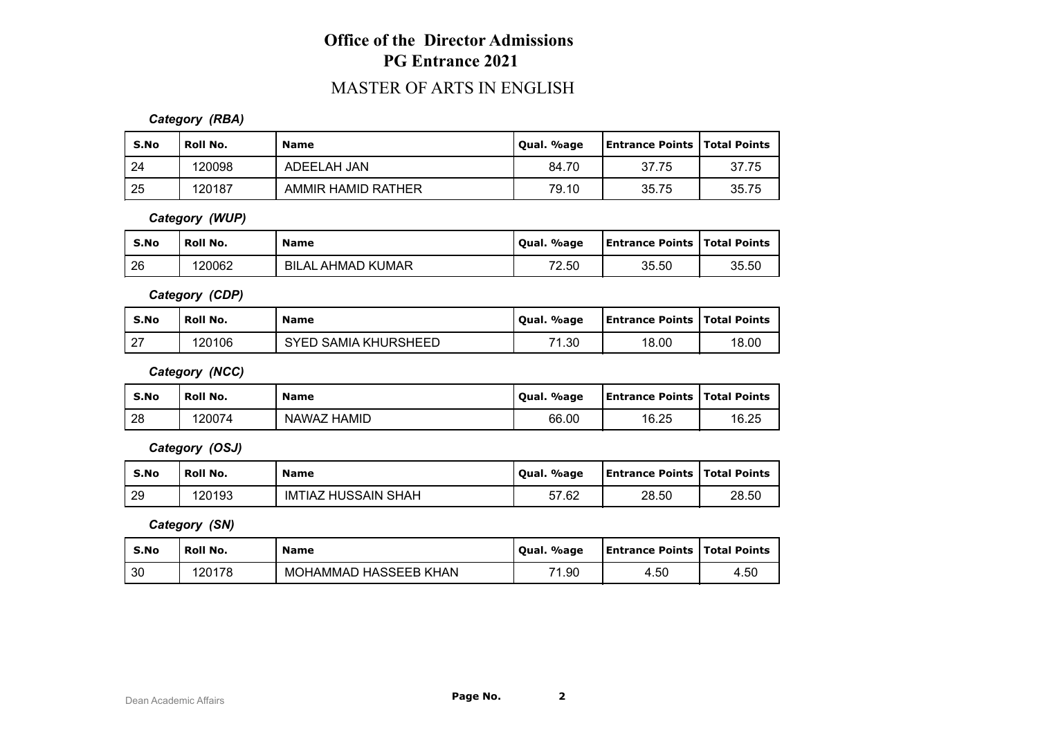# Office of the Director Admissions
## PG Entrance 2021

### MASTER OF ARTS IN ENGLISH

***Category (RBA)***

| S.No | Roll No. | Name | Qual. %age | Entrance Points | Total Points |
|---|---|---|---|---|---|
| 24 | 120098 | ADEELAH JAN | 84.70 | 37.75 | 37.75 |
| 25 | 120187 | AMMIR HAMID RATHER | 79.10 | 35.75 | 35.75 |

***Category (WUP)***

| S.No | Roll No. | Name | Qual. %age | Entrance Points | Total Points |
|---|---|---|---|---|---|
| 26 | 120062 | BILAL AHMAD KUMAR | 72.50 | 35.50 | 35.50 |

***Category (CDP)***

| S.No | Roll No. | Name | Qual. %age | Entrance Points | Total Points |
|---|---|---|---|---|---|
| 27 | 120106 | SYED SAMIA KHURSHEED | 71.30 | 18.00 | 18.00 |

***Category (NCC)***

| S.No | Roll No. | Name | Qual. %age | Entrance Points | Total Points |
|---|---|---|---|---|---|
| 28 | 120074 | NAWAZ HAMID | 66.00 | 16.25 | 16.25 |

***Category (OSJ)***

| S.No | Roll No. | Name | Qual. %age | Entrance Points | Total Points |
|---|---|---|---|---|---|
| 29 | 120193 | IMTIAZ HUSSAIN SHAH | 57.62 | 28.50 | 28.50 |

***Category (SN)***

| S.No | Roll No. | Name | Qual. %age | Entrance Points | Total Points |
|---|---|---|---|---|---|
| 30 | 120178 | MOHAMMAD HASSEEB KHAN | 71.90 | 4.50 | 4.50 |

Dean Academic Affairs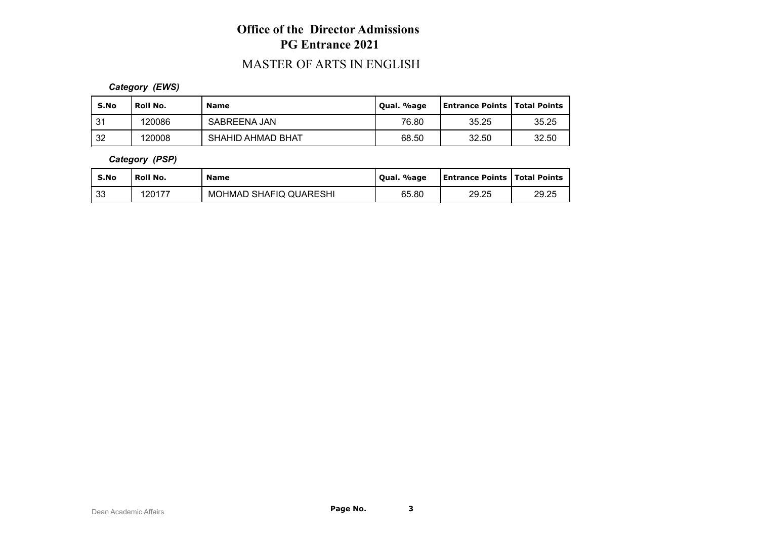# Office of the Director Admissions
## PG Entrance 2021

## MASTER OF ARTS IN ENGLISH

***Category (EWS)***

| S.No | Roll No. | Name | Qual. %age | Entrance Points | Total Points |
|---|---|---|---|---|---|
| 31 | 120086 | SABREENA JAN | 76.80 | 35.25 | 35.25 |
| 32 | 120008 | SHAHID AHMAD BHAT | 68.50 | 32.50 | 32.50 |

***Category (PSP)***

| S.No | Roll No. | Name | Qual. %age | Entrance Points | Total Points |
|---|---|---|---|---|---|
| 33 | 120177 | MOHMAD SHAFIQ QUARESHI | 65.80 | 29.25 | 29.25 |

Dean Academic Affairs